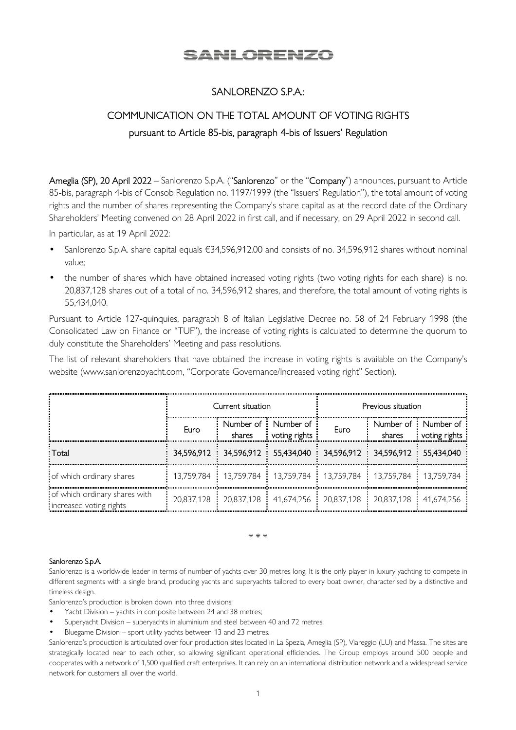# SANLORENZO

## SANLORENZO S.P.A.:

## COMMUNICATION ON THE TOTAL AMOUNT OF VOTING RIGHTS

### pursuant to Article 85-bis, paragraph 4-bis of Issuers' Regulation

**Ameglia (SP), 20 April 2022** – Sanlorenzo S.p.A. ("**Sanlorenzo**" or the "**Company**") announces, pursuant to Article 85-bis, paragraph 4-bis of Consob Regulation no. 1197/1999 (the "Issuers' Regulation"), the total amount of voting rights and the number of shares representing the Company's share capital as at the record date of the Ordinary Shareholders' Meeting convened on 28 April 2022 in first call, and if necessary, on 29 April 2022 in second call.

In particular, as at 19 April 2022:

- Sanlorenzo S.p.A. share capital equals €34,596,912.00 and consists of no. 34,596,912 shares without nominal value;
- the number of shares which have obtained increased voting rights (two voting rights for each share) is no. 20,837,128 shares out of a total of no. 34,596,912 shares, and therefore, the total amount of voting rights is 55,434,040.

Pursuant to Article 127-quinquies, paragraph 8 of Italian Legislative Decree no. 58 of 24 February 1998 (the Consolidated Law on Finance or "TUF"), the increase of voting rights is calculated to determine the quorum to duly constitute the Shareholders' Meeting and pass resolutions.

The list of relevant shareholders that have obtained the increase in voting rights is available on the Company's website (www.sanlorenzoyacht.com, "Corporate Governance/Increased voting right" Section).

| | Current situation | | | Previous situation | | |
|---|---|---|---|---|---|---|
| | Euro | Number of shares | Number of voting rights | Euro | Number of shares | Number of voting rights |
| Total | 34,596,912 | 34,596,912 | 55,434,040 | 34,596,912 | 34,596,912 | 55,434,040 |
| of which ordinary shares | 13,759,784 | 13,759,784 | 13,759,784 | 13,759,784 | 13,759,784 | 13,759,784 |
| of which ordinary shares with increased voting rights | 20,837,128 | 20,837,128 | 41,674,256 | 20,837,128 | 20,837,128 | 41,674,256 |

\* \* \*

**Sanlorenzo S.p.A.**

Sanlorenzo is a worldwide leader in terms of number of yachts over 30 metres long. It is the only player in luxury yachting to compete in different segments with a single brand, producing yachts and superyachts tailored to every boat owner, characterised by a distinctive and timeless design.

Sanlorenzo's production is broken down into three divisions:

- Yacht Division – yachts in composite between 24 and 38 metres;
- Superyacht Division – superyachts in aluminium and steel between 40 and 72 metres;
- Bluegame Division – sport utility yachts between 13 and 23 metres.

Sanlorenzo's production is articulated over four production sites located in La Spezia, Ameglia (SP), Viareggio (LU) and Massa. The sites are strategically located near to each other, so allowing significant operational efficiencies. The Group employs around 500 people and cooperates with a network of 1,500 qualified craft enterprises. It can rely on an international distribution network and a widespread service network for customers all over the world.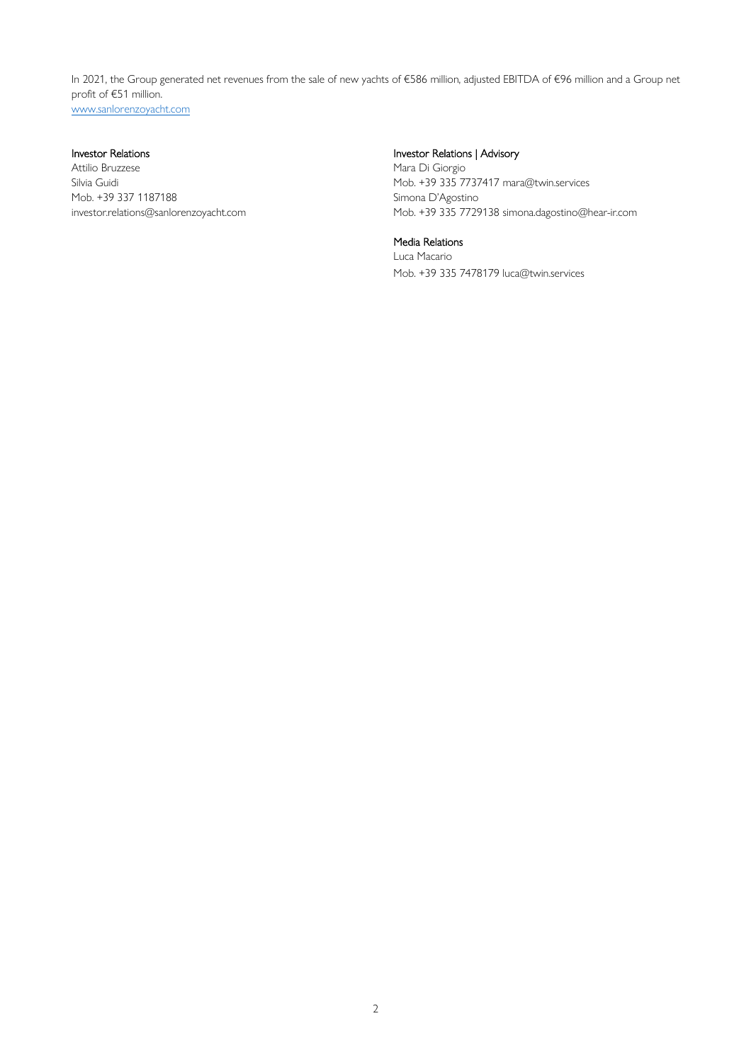In 2021, the Group generated net revenues from the sale of new yachts of €586 million, adjusted EBITDA of €96 million and a Group net profit of €51 million.
[www.sanlorenzoyacht.com](http://www.sanlorenzoyacht.com)

**Investor Relations**
Attilio Bruzzese
Silvia Guidi
Mob. +39 337 1187188
investor.relations@sanlorenzoyacht.com

**Investor Relations | Advisory**
Mara Di Giorgio
Mob. +39 335 7737417 mara@twin.services
Simona D'Agostino
Mob. +39 335 7729138 simona.dagostino@hear-ir.com

**Media Relations**
Luca Macario
Mob. +39 335 7478179 luca@twin.services